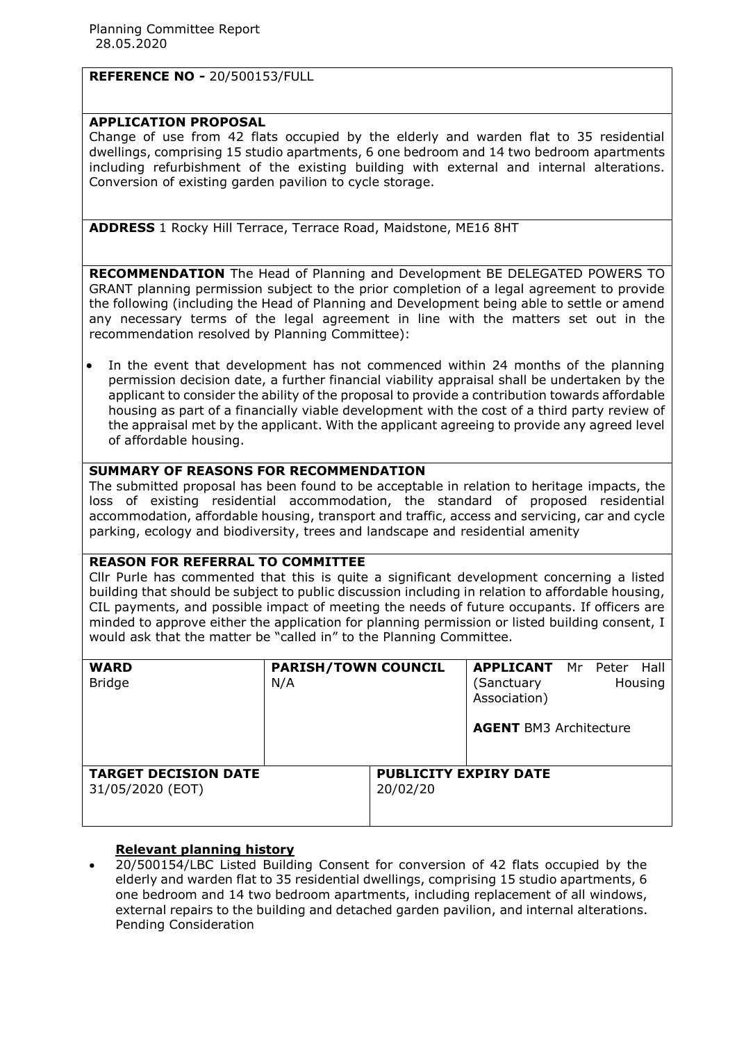Planning Committee Report
28.05.2020

**REFERENCE NO -** 20/500153/FULL

**APPLICATION PROPOSAL**

Change of use from 42 flats occupied by the elderly and warden flat to 35 residential dwellings, comprising 15 studio apartments, 6 one bedroom and 14 two bedroom apartments including refurbishment of the existing building with external and internal alterations. Conversion of existing garden pavilion to cycle storage.

**ADDRESS** 1 Rocky Hill Terrace, Terrace Road, Maidstone, ME16 8HT

**RECOMMENDATION** The Head of Planning and Development BE DELEGATED POWERS TO GRANT planning permission subject to the prior completion of a legal agreement to provide the following (including the Head of Planning and Development being able to settle or amend any necessary terms of the legal agreement in line with the matters set out in the recommendation resolved by Planning Committee):

- In the event that development has not commenced within 24 months of the planning permission decision date, a further financial viability appraisal shall be undertaken by the applicant to consider the ability of the proposal to provide a contribution towards affordable housing as part of a financially viable development with the cost of a third party review of the appraisal met by the applicant. With the applicant agreeing to provide any agreed level of affordable housing.

**SUMMARY OF REASONS FOR RECOMMENDATION**

The submitted proposal has been found to be acceptable in relation to heritage impacts, the loss of existing residential accommodation, the standard of proposed residential accommodation, affordable housing, transport and traffic, access and servicing, car and cycle parking, ecology and biodiversity, trees and landscape and residential amenity

**REASON FOR REFERRAL TO COMMITTEE**

Cllr Purle has commented that this is quite a significant development concerning a listed building that should be subject to public discussion including in relation to affordable housing, CIL payments, and possible impact of meeting the needs of future occupants. If officers are minded to approve either the application for planning permission or listed building consent, I would ask that the matter be "called in" to the Planning Committee.

| **WARD** | **PARISH/TOWN COUNCIL** | **APPLICANT** Mr Peter Hall (Sanctuary Housing Association) |
|---|---|---|
| Bridge | N/A | **AGENT** BM3 Architecture |

| **TARGET DECISION DATE** | **PUBLICITY EXPIRY DATE** |
|---|---|
| 31/05/2020 (EOT) | 20/02/20 |

**Relevant planning history**

- 20/500154/LBC Listed Building Consent for conversion of 42 flats occupied by the elderly and warden flat to 35 residential dwellings, comprising 15 studio apartments, 6 one bedroom and 14 two bedroom apartments, including replacement of all windows, external repairs to the building and detached garden pavilion, and internal alterations. Pending Consideration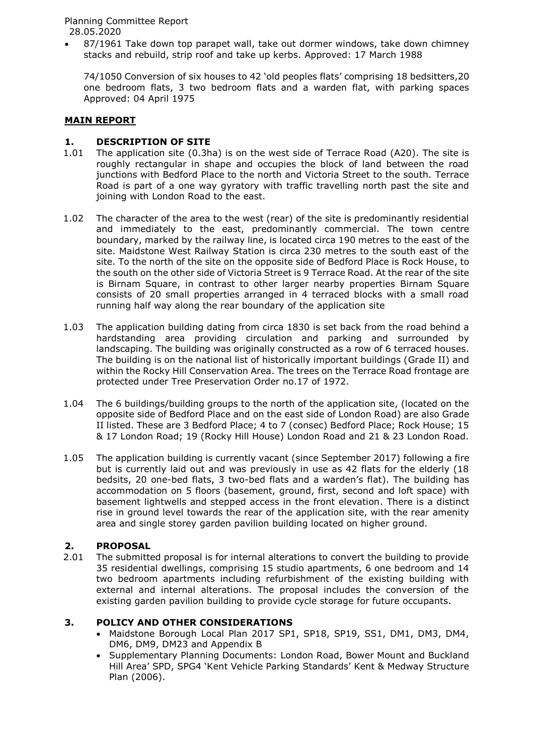- 87/1961 Take down top parapet wall, take out dormer windows, take down chimney stacks and rebuild, strip roof and take up kerbs. Approved: 17 March 1988

  74/1050 Conversion of six houses to 42 'old peoples flats' comprising 18 bedsitters,20 one bedroom flats, 3 two bedroom flats and a warden flat, with parking spaces Approved: 04 April 1975

## MAIN REPORT

### 1. DESCRIPTION OF SITE

1.01 The application site (0.3ha) is on the west side of Terrace Road (A20). The site is roughly rectangular in shape and occupies the block of land between the road junctions with Bedford Place to the north and Victoria Street to the south. Terrace Road is part of a one way gyratory with traffic travelling north past the site and joining with London Road to the east.

1.02 The character of the area to the west (rear) of the site is predominantly residential and immediately to the east, predominantly commercial. The town centre boundary, marked by the railway line, is located circa 190 metres to the east of the site. Maidstone West Railway Station is circa 230 metres to the south east of the site. To the north of the site on the opposite side of Bedford Place is Rock House, to the south on the other side of Victoria Street is 9 Terrace Road. At the rear of the site is Birnam Square, in contrast to other larger nearby properties Birnam Square consists of 20 small properties arranged in 4 terraced blocks with a small road running half way along the rear boundary of the application site

1.03 The application building dating from circa 1830 is set back from the road behind a hardstanding area providing circulation and parking and surrounded by landscaping. The building was originally constructed as a row of 6 terraced houses. The building is on the national list of historically important buildings (Grade II) and within the Rocky Hill Conservation Area. The trees on the Terrace Road frontage are protected under Tree Preservation Order no.17 of 1972.

1.04 The 6 buildings/building groups to the north of the application site, (located on the opposite side of Bedford Place and on the east side of London Road) are also Grade II listed. These are 3 Bedford Place; 4 to 7 (consec) Bedford Place; Rock House; 15 & 17 London Road; 19 (Rocky Hill House) London Road and 21 & 23 London Road.

1.05 The application building is currently vacant (since September 2017) following a fire but is currently laid out and was previously in use as 42 flats for the elderly (18 bedsits, 20 one-bed flats, 3 two-bed flats and a warden's flat). The building has accommodation on 5 floors (basement, ground, first, second and loft space) with basement lightwells and stepped access in the front elevation. There is a distinct rise in ground level towards the rear of the application site, with the rear amenity area and single storey garden pavilion building located on higher ground.

### 2. PROPOSAL

2.01 The submitted proposal is for internal alterations to convert the building to provide 35 residential dwellings, comprising 15 studio apartments, 6 one bedroom and 14 two bedroom apartments including refurbishment of the existing building with external and internal alterations. The proposal includes the conversion of the existing garden pavilion building to provide cycle storage for future occupants.

### 3. POLICY AND OTHER CONSIDERATIONS

- Maidstone Borough Local Plan 2017 SP1, SP18, SP19, SS1, DM1, DM3, DM4, DM6, DM9, DM23 and Appendix B
- Supplementary Planning Documents: London Road, Bower Mount and Buckland Hill Area' SPD, SPG4 'Kent Vehicle Parking Standards' Kent & Medway Structure Plan (2006).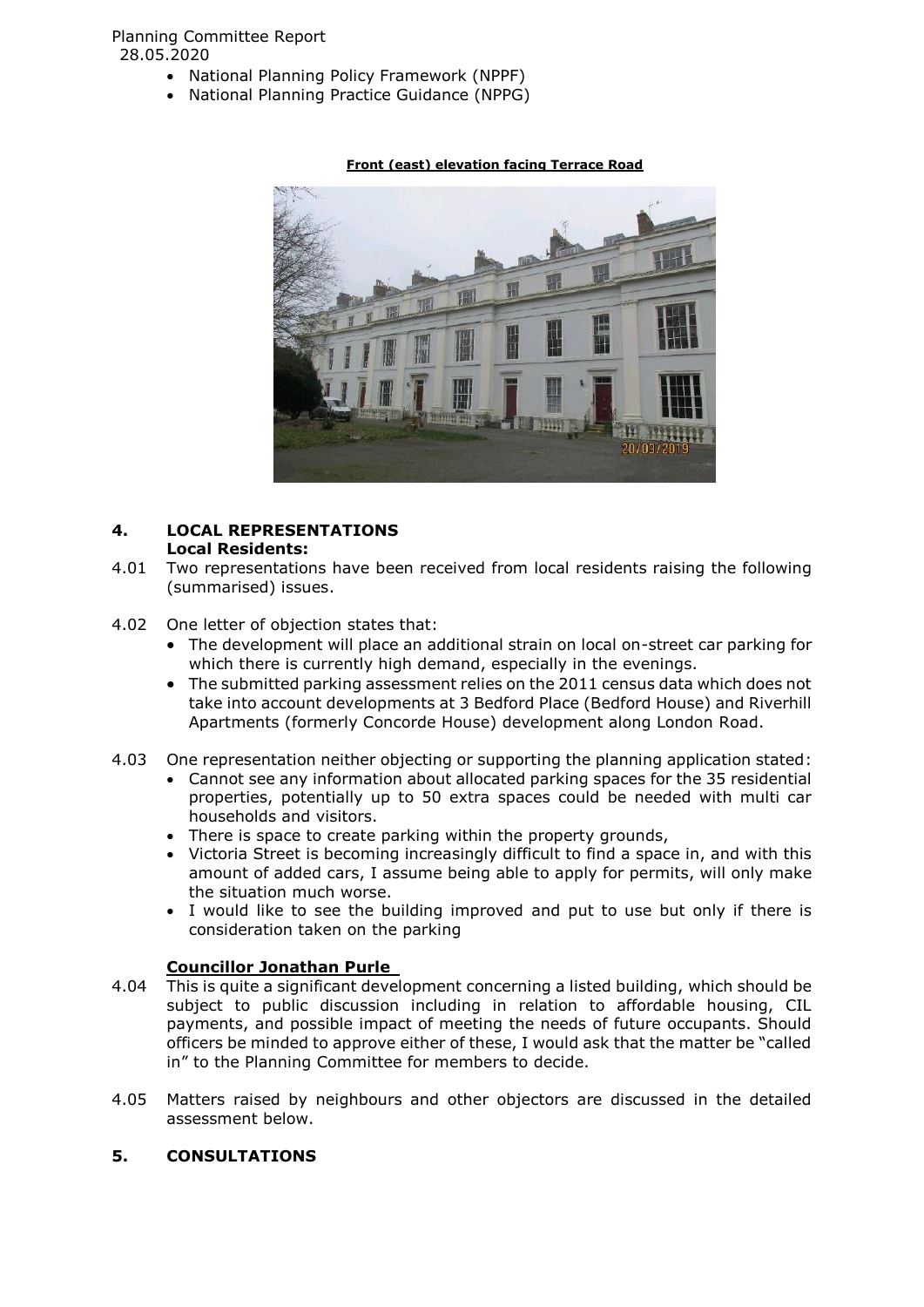- National Planning Policy Framework (NPPF)
- National Planning Practice Guidance (NPPG)

**Front (east) elevation facing Terrace Road**

## 4. LOCAL REPRESENTATIONS

**Local Residents:**

4.01 Two representations have been received from local residents raising the following (summarised) issues.

4.02 One letter of objection states that:

- The development will place an additional strain on local on-street car parking for which there is currently high demand, especially in the evenings.
- The submitted parking assessment relies on the 2011 census data which does not take into account developments at 3 Bedford Place (Bedford House) and Riverhill Apartments (formerly Concorde House) development along London Road.

4.03 One representation neither objecting or supporting the planning application stated:

- Cannot see any information about allocated parking spaces for the 35 residential properties, potentially up to 50 extra spaces could be needed with multi car households and visitors.
- There is space to create parking within the property grounds,
- Victoria Street is becoming increasingly difficult to find a space in, and with this amount of added cars, I assume being able to apply for permits, will only make the situation much worse.
- I would like to see the building improved and put to use but only if there is consideration taken on the parking

**Councillor Jonathan Purle**

4.04 This is quite a significant development concerning a listed building, which should be subject to public discussion including in relation to affordable housing, CIL payments, and possible impact of meeting the needs of future occupants. Should officers be minded to approve either of these, I would ask that the matter be "called in" to the Planning Committee for members to decide.

4.05 Matters raised by neighbours and other objectors are discussed in the detailed assessment below.

## 5. CONSULTATIONS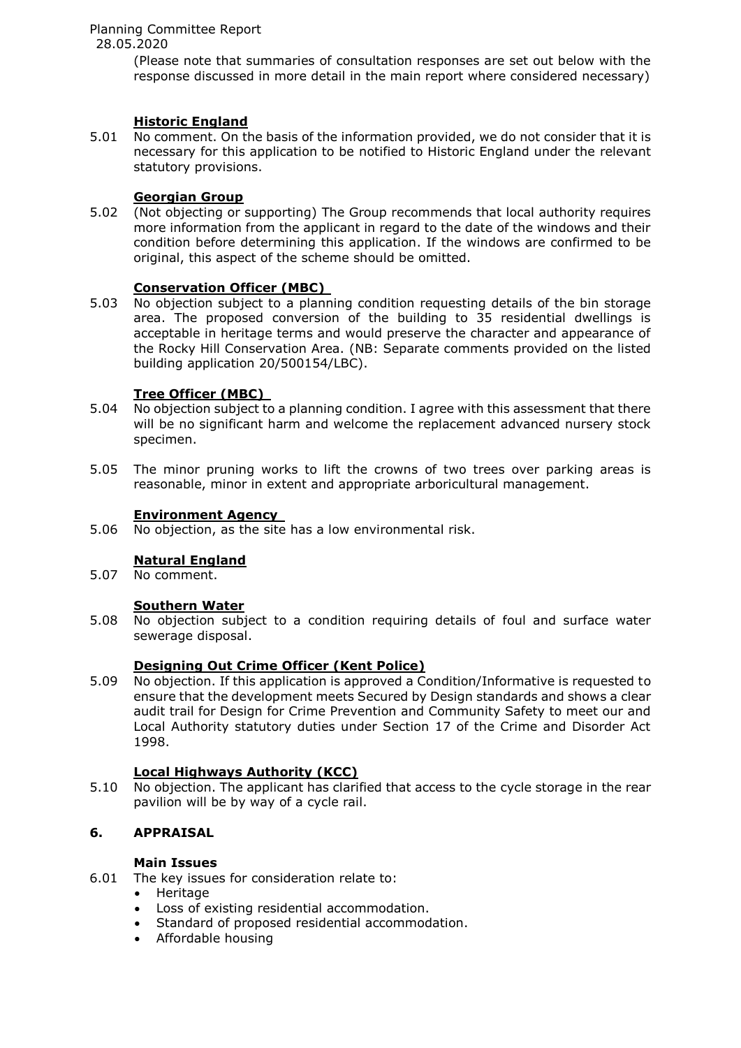(Please note that summaries of consultation responses are set out below with the response discussed in more detail in the main report where considered necessary)

**Historic England**

5.01 No comment. On the basis of the information provided, we do not consider that it is necessary for this application to be notified to Historic England under the relevant statutory provisions.

**Georgian Group**

5.02 (Not objecting or supporting) The Group recommends that local authority requires more information from the applicant in regard to the date of the windows and their condition before determining this application. If the windows are confirmed to be original, this aspect of the scheme should be omitted.

**Conservation Officer (MBC)**

5.03 No objection subject to a planning condition requesting details of the bin storage area. The proposed conversion of the building to 35 residential dwellings is acceptable in heritage terms and would preserve the character and appearance of the Rocky Hill Conservation Area. (NB: Separate comments provided on the listed building application 20/500154/LBC).

**Tree Officer (MBC)**

5.04 No objection subject to a planning condition. I agree with this assessment that there will be no significant harm and welcome the replacement advanced nursery stock specimen.

5.05 The minor pruning works to lift the crowns of two trees over parking areas is reasonable, minor in extent and appropriate arboricultural management.

**Environment Agency**

5.06 No objection, as the site has a low environmental risk.

**Natural England**

5.07 No comment.

**Southern Water**

5.08 No objection subject to a condition requiring details of foul and surface water sewerage disposal.

**Designing Out Crime Officer (Kent Police)**

5.09 No objection. If this application is approved a Condition/Informative is requested to ensure that the development meets Secured by Design standards and shows a clear audit trail for Design for Crime Prevention and Community Safety to meet our and Local Authority statutory duties under Section 17 of the Crime and Disorder Act 1998.

**Local Highways Authority (KCC)**

5.10 No objection. The applicant has clarified that access to the cycle storage in the rear pavilion will be by way of a cycle rail.

## 6. APPRAISAL

**Main Issues**

6.01 The key issues for consideration relate to:

- Heritage
- Loss of existing residential accommodation.
- Standard of proposed residential accommodation.
- Affordable housing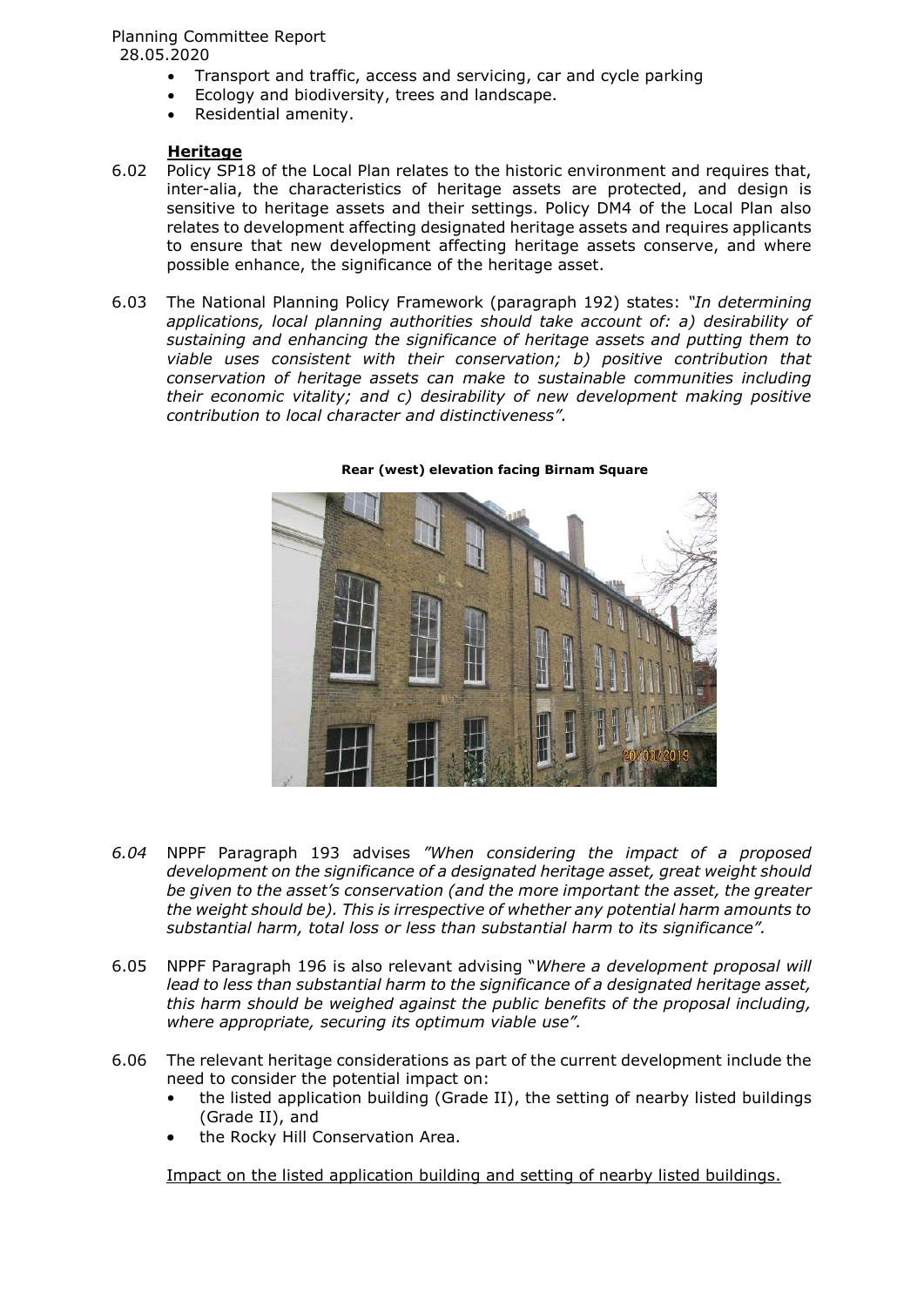- Transport and traffic, access and servicing, car and cycle parking
- Ecology and biodiversity, trees and landscape.
- Residential amenity.

**Heritage**

6.02 Policy SP18 of the Local Plan relates to the historic environment and requires that, inter-alia, the characteristics of heritage assets are protected, and design is sensitive to heritage assets and their settings. Policy DM4 of the Local Plan also relates to development affecting designated heritage assets and requires applicants to ensure that new development affecting heritage assets conserve, and where possible enhance, the significance of the heritage asset.

6.03 The National Planning Policy Framework (paragraph 192) states: *"In determining applications, local planning authorities should take account of: a) desirability of sustaining and enhancing the significance of heritage assets and putting them to viable uses consistent with their conservation; b) positive contribution that conservation of heritage assets can make to sustainable communities including their economic vitality; and c) desirability of new development making positive contribution to local character and distinctiveness".*

**Rear (west) elevation facing Birnam Square**

*6.04* NPPF Paragraph 193 advises *"When considering the impact of a proposed development on the significance of a designated heritage asset, great weight should be given to the asset's conservation (and the more important the asset, the greater the weight should be). This is irrespective of whether any potential harm amounts to substantial harm, total loss or less than substantial harm to its significance".*

6.05 NPPF Paragraph 196 is also relevant advising "*Where a development proposal will lead to less than substantial harm to the significance of a designated heritage asset, this harm should be weighed against the public benefits of the proposal including, where appropriate, securing its optimum viable use".*

6.06 The relevant heritage considerations as part of the current development include the need to consider the potential impact on:

- the listed application building (Grade II), the setting of nearby listed buildings (Grade II), and
- the Rocky Hill Conservation Area.

Impact on the listed application building and setting of nearby listed buildings.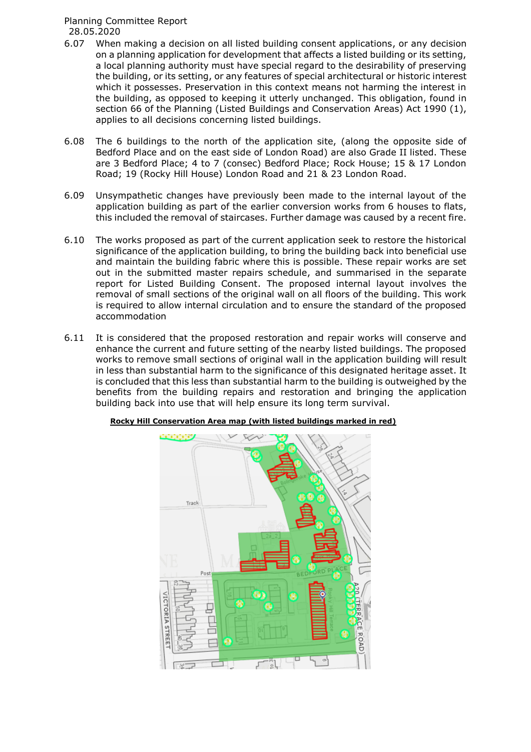6.07 When making a decision on all listed building consent applications, or any decision on a planning application for development that affects a listed building or its setting, a local planning authority must have special regard to the desirability of preserving the building, or its setting, or any features of special architectural or historic interest which it possesses. Preservation in this context means not harming the interest in the building, as opposed to keeping it utterly unchanged. This obligation, found in section 66 of the Planning (Listed Buildings and Conservation Areas) Act 1990 (1), applies to all decisions concerning listed buildings.

6.08 The 6 buildings to the north of the application site, (along the opposite side of Bedford Place and on the east side of London Road) are also Grade II listed. These are 3 Bedford Place; 4 to 7 (consec) Bedford Place; Rock House; 15 & 17 London Road; 19 (Rocky Hill House) London Road and 21 & 23 London Road.

6.09 Unsympathetic changes have previously been made to the internal layout of the application building as part of the earlier conversion works from 6 houses to flats, this included the removal of staircases. Further damage was caused by a recent fire.

6.10 The works proposed as part of the current application seek to restore the historical significance of the application building, to bring the building back into beneficial use and maintain the building fabric where this is possible. These repair works are set out in the submitted master repairs schedule, and summarised in the separate report for Listed Building Consent. The proposed internal layout involves the removal of small sections of the original wall on all floors of the building. This work is required to allow internal circulation and to ensure the standard of the proposed accommodation

6.11 It is considered that the proposed restoration and repair works will conserve and enhance the current and future setting of the nearby listed buildings. The proposed works to remove small sections of original wall in the application building will result in less than substantial harm to the significance of this designated heritage asset. It is concluded that this less than substantial harm to the building is outweighed by the benefits from the building repairs and restoration and bringing the application building back into use that will help ensure its long term survival.

**Rocky Hill Conservation Area map (with listed buildings marked in red)**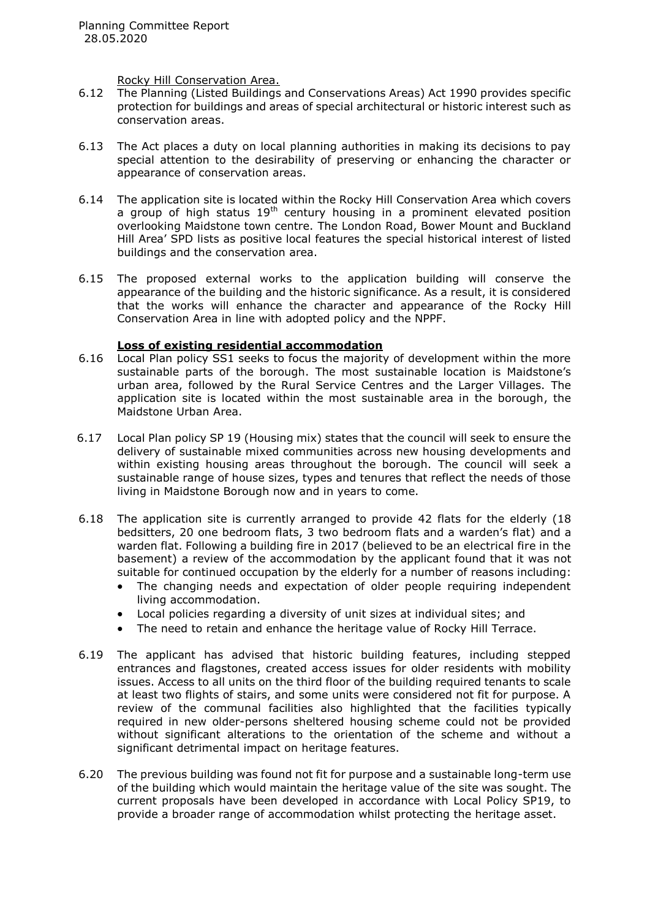Rocky Hill Conservation Area.

6.12 The Planning (Listed Buildings and Conservations Areas) Act 1990 provides specific protection for buildings and areas of special architectural or historic interest such as conservation areas.

6.13 The Act places a duty on local planning authorities in making its decisions to pay special attention to the desirability of preserving or enhancing the character or appearance of conservation areas.

6.14 The application site is located within the Rocky Hill Conservation Area which covers a group of high status 19th century housing in a prominent elevated position overlooking Maidstone town centre. The London Road, Bower Mount and Buckland Hill Area' SPD lists as positive local features the special historical interest of listed buildings and the conservation area.

6.15 The proposed external works to the application building will conserve the appearance of the building and the historic significance. As a result, it is considered that the works will enhance the character and appearance of the Rocky Hill Conservation Area in line with adopted policy and the NPPF.

**Loss of existing residential accommodation**

6.16 Local Plan policy SS1 seeks to focus the majority of development within the more sustainable parts of the borough. The most sustainable location is Maidstone's urban area, followed by the Rural Service Centres and the Larger Villages. The application site is located within the most sustainable area in the borough, the Maidstone Urban Area.

6.17 Local Plan policy SP 19 (Housing mix) states that the council will seek to ensure the delivery of sustainable mixed communities across new housing developments and within existing housing areas throughout the borough. The council will seek a sustainable range of house sizes, types and tenures that reflect the needs of those living in Maidstone Borough now and in years to come.

6.18 The application site is currently arranged to provide 42 flats for the elderly (18 bedsitters, 20 one bedroom flats, 3 two bedroom flats and a warden's flat) and a warden flat. Following a building fire in 2017 (believed to be an electrical fire in the basement) a review of the accommodation by the applicant found that it was not suitable for continued occupation by the elderly for a number of reasons including:

- The changing needs and expectation of older people requiring independent living accommodation.
- Local policies regarding a diversity of unit sizes at individual sites; and
- The need to retain and enhance the heritage value of Rocky Hill Terrace.

6.19 The applicant has advised that historic building features, including stepped entrances and flagstones, created access issues for older residents with mobility issues. Access to all units on the third floor of the building required tenants to scale at least two flights of stairs, and some units were considered not fit for purpose. A review of the communal facilities also highlighted that the facilities typically required in new older-persons sheltered housing scheme could not be provided without significant alterations to the orientation of the scheme and without a significant detrimental impact on heritage features.

6.20 The previous building was found not fit for purpose and a sustainable long-term use of the building which would maintain the heritage value of the site was sought. The current proposals have been developed in accordance with Local Policy SP19, to provide a broader range of accommodation whilst protecting the heritage asset.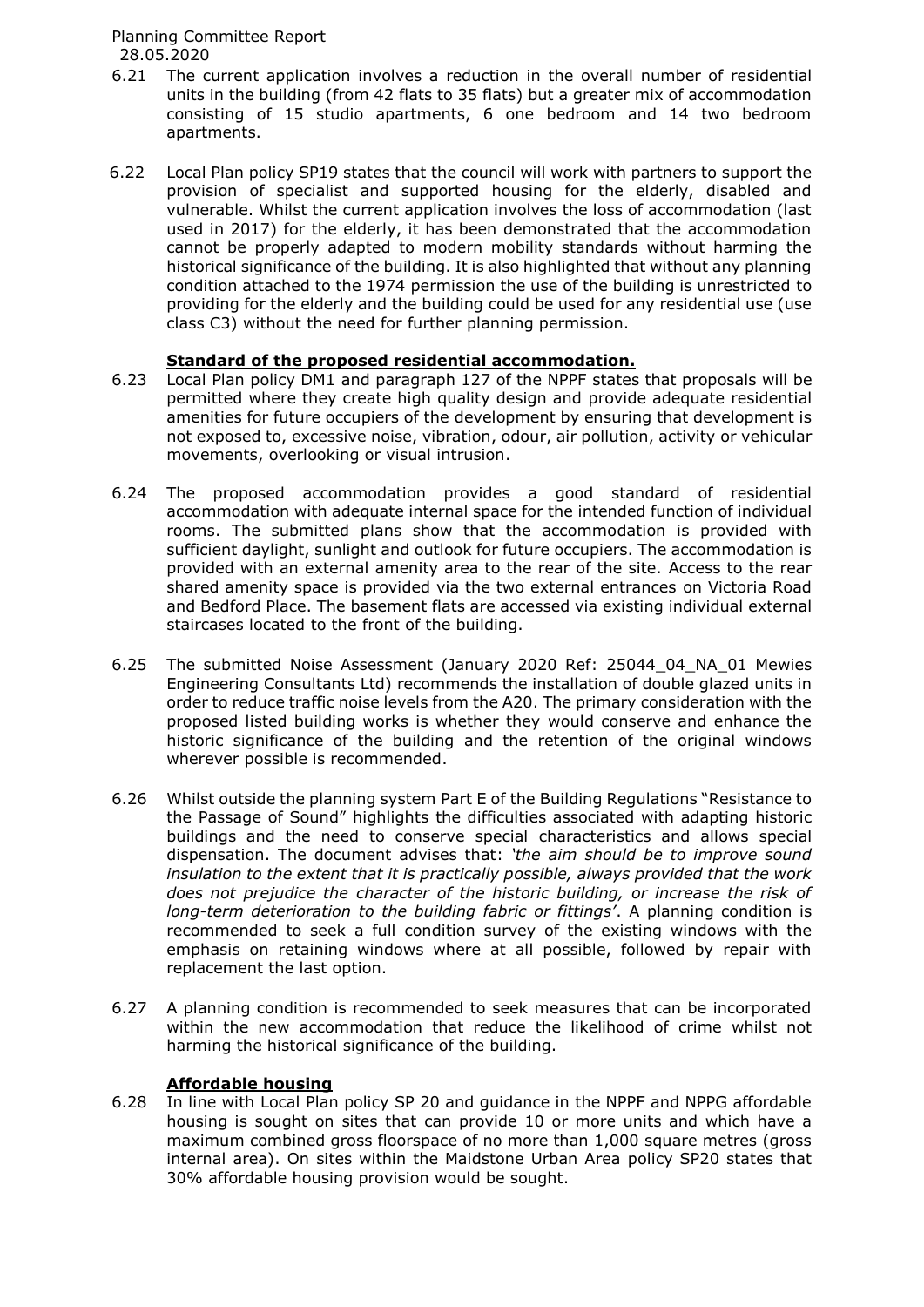6.21 The current application involves a reduction in the overall number of residential units in the building (from 42 flats to 35 flats) but a greater mix of accommodation consisting of 15 studio apartments, 6 one bedroom and 14 two bedroom apartments.

6.22 Local Plan policy SP19 states that the council will work with partners to support the provision of specialist and supported housing for the elderly, disabled and vulnerable. Whilst the current application involves the loss of accommodation (last used in 2017) for the elderly, it has been demonstrated that the accommodation cannot be properly adapted to modern mobility standards without harming the historical significance of the building. It is also highlighted that without any planning condition attached to the 1974 permission the use of the building is unrestricted to providing for the elderly and the building could be used for any residential use (use class C3) without the need for further planning permission.

**Standard of the proposed residential accommodation.**

6.23 Local Plan policy DM1 and paragraph 127 of the NPPF states that proposals will be permitted where they create high quality design and provide adequate residential amenities for future occupiers of the development by ensuring that development is not exposed to, excessive noise, vibration, odour, air pollution, activity or vehicular movements, overlooking or visual intrusion.

6.24 The proposed accommodation provides a good standard of residential accommodation with adequate internal space for the intended function of individual rooms. The submitted plans show that the accommodation is provided with sufficient daylight, sunlight and outlook for future occupiers. The accommodation is provided with an external amenity area to the rear of the site. Access to the rear shared amenity space is provided via the two external entrances on Victoria Road and Bedford Place. The basement flats are accessed via existing individual external staircases located to the front of the building.

6.25 The submitted Noise Assessment (January 2020 Ref: 25044_04_NA_01 Mewies Engineering Consultants Ltd) recommends the installation of double glazed units in order to reduce traffic noise levels from the A20. The primary consideration with the proposed listed building works is whether they would conserve and enhance the historic significance of the building and the retention of the original windows wherever possible is recommended.

6.26 Whilst outside the planning system Part E of the Building Regulations "Resistance to the Passage of Sound" highlights the difficulties associated with adapting historic buildings and the need to conserve special characteristics and allows special dispensation. The document advises that: *'the aim should be to improve sound insulation to the extent that it is practically possible, always provided that the work does not prejudice the character of the historic building, or increase the risk of long-term deterioration to the building fabric or fittings'*. A planning condition is recommended to seek a full condition survey of the existing windows with the emphasis on retaining windows where at all possible, followed by repair with replacement the last option.

6.27 A planning condition is recommended to seek measures that can be incorporated within the new accommodation that reduce the likelihood of crime whilst not harming the historical significance of the building.

**Affordable housing**

6.28 In line with Local Plan policy SP 20 and guidance in the NPPF and NPPG affordable housing is sought on sites that can provide 10 or more units and which have a maximum combined gross floorspace of no more than 1,000 square metres (gross internal area). On sites within the Maidstone Urban Area policy SP20 states that 30% affordable housing provision would be sought.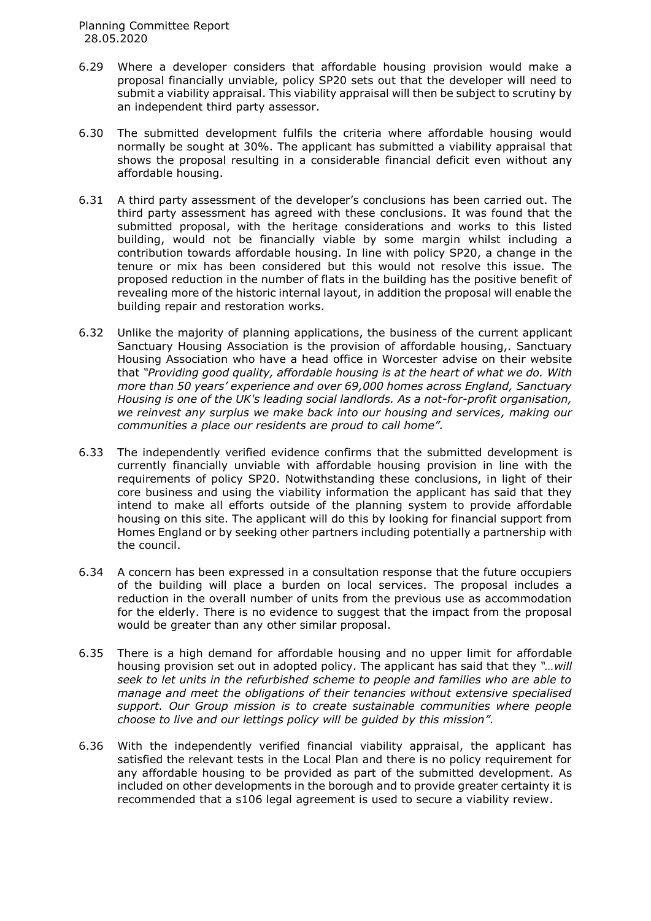6.29 Where a developer considers that affordable housing provision would make a proposal financially unviable, policy SP20 sets out that the developer will need to submit a viability appraisal. This viability appraisal will then be subject to scrutiny by an independent third party assessor.

6.30 The submitted development fulfils the criteria where affordable housing would normally be sought at 30%. The applicant has submitted a viability appraisal that shows the proposal resulting in a considerable financial deficit even without any affordable housing.

6.31 A third party assessment of the developer's conclusions has been carried out. The third party assessment has agreed with these conclusions. It was found that the submitted proposal, with the heritage considerations and works to this listed building, would not be financially viable by some margin whilst including a contribution towards affordable housing. In line with policy SP20, a change in the tenure or mix has been considered but this would not resolve this issue. The proposed reduction in the number of flats in the building has the positive benefit of revealing more of the historic internal layout, in addition the proposal will enable the building repair and restoration works.

6.32 Unlike the majority of planning applications, the business of the current applicant Sanctuary Housing Association is the provision of affordable housing,. Sanctuary Housing Association who have a head office in Worcester advise on their website that *"Providing good quality, affordable housing is at the heart of what we do. With more than 50 years' experience and over 69,000 homes across England, Sanctuary Housing is one of the UK's leading social landlords. As a not-for-profit organisation, we reinvest any surplus we make back into our housing and services, making our communities a place our residents are proud to call home".*

6.33 The independently verified evidence confirms that the submitted development is currently financially unviable with affordable housing provision in line with the requirements of policy SP20. Notwithstanding these conclusions, in light of their core business and using the viability information the applicant has said that they intend to make all efforts outside of the planning system to provide affordable housing on this site. The applicant will do this by looking for financial support from Homes England or by seeking other partners including potentially a partnership with the council.

6.34 A concern has been expressed in a consultation response that the future occupiers of the building will place a burden on local services. The proposal includes a reduction in the overall number of units from the previous use as accommodation for the elderly. There is no evidence to suggest that the impact from the proposal would be greater than any other similar proposal.

6.35 There is a high demand for affordable housing and no upper limit for affordable housing provision set out in adopted policy. The applicant has said that they *"…will seek to let units in the refurbished scheme to people and families who are able to manage and meet the obligations of their tenancies without extensive specialised support. Our Group mission is to create sustainable communities where people choose to live and our lettings policy will be guided by this mission".*

6.36 With the independently verified financial viability appraisal, the applicant has satisfied the relevant tests in the Local Plan and there is no policy requirement for any affordable housing to be provided as part of the submitted development. As included on other developments in the borough and to provide greater certainty it is recommended that a s106 legal agreement is used to secure a viability review.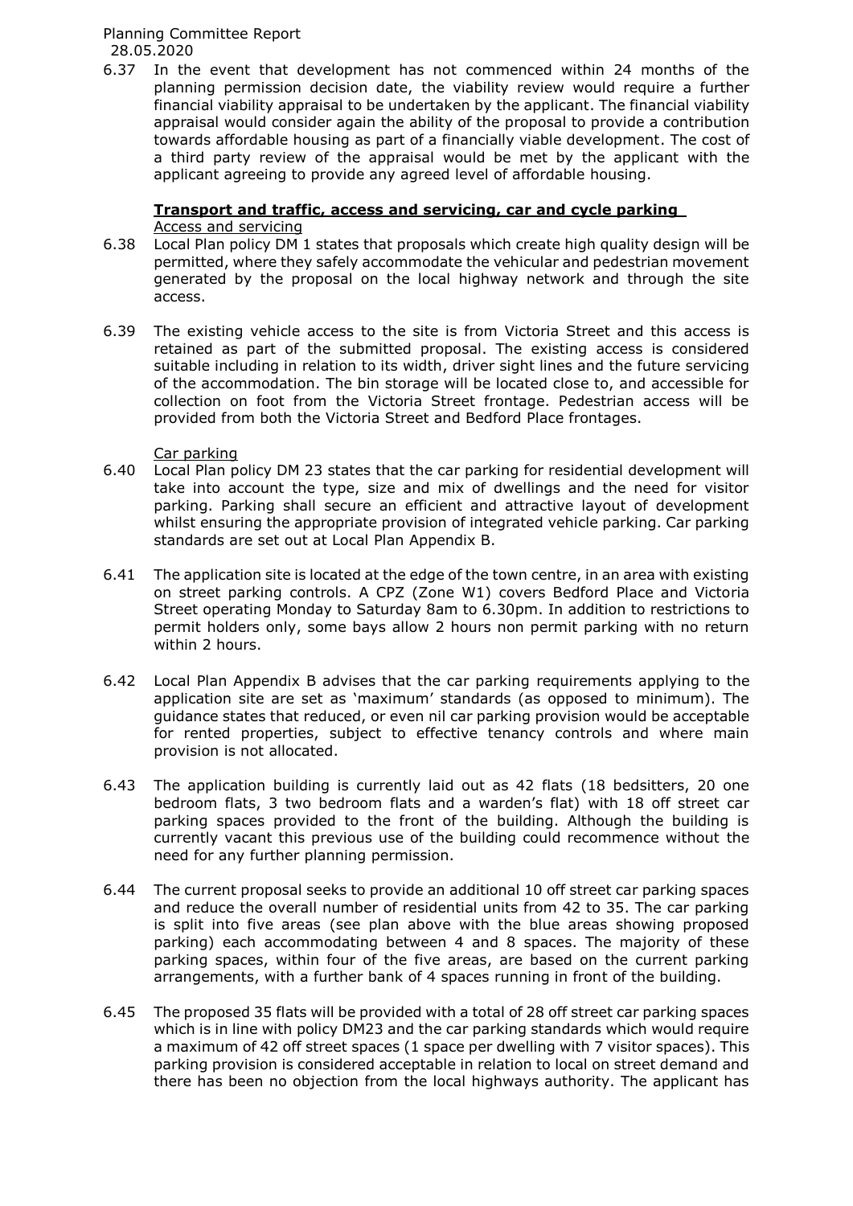6.37 In the event that development has not commenced within 24 months of the planning permission decision date, the viability review would require a further financial viability appraisal to be undertaken by the applicant. The financial viability appraisal would consider again the ability of the proposal to provide a contribution towards affordable housing as part of a financially viable development. The cost of a third party review of the appraisal would be met by the applicant with the applicant agreeing to provide any agreed level of affordable housing.

### Transport and traffic, access and servicing, car and cycle parking

Access and servicing

6.38 Local Plan policy DM 1 states that proposals which create high quality design will be permitted, where they safely accommodate the vehicular and pedestrian movement generated by the proposal on the local highway network and through the site access.

6.39 The existing vehicle access to the site is from Victoria Street and this access is retained as part of the submitted proposal. The existing access is considered suitable including in relation to its width, driver sight lines and the future servicing of the accommodation. The bin storage will be located close to, and accessible for collection on foot from the Victoria Street frontage. Pedestrian access will be provided from both the Victoria Street and Bedford Place frontages.

Car parking

6.40 Local Plan policy DM 23 states that the car parking for residential development will take into account the type, size and mix of dwellings and the need for visitor parking. Parking shall secure an efficient and attractive layout of development whilst ensuring the appropriate provision of integrated vehicle parking. Car parking standards are set out at Local Plan Appendix B.

6.41 The application site is located at the edge of the town centre, in an area with existing on street parking controls. A CPZ (Zone W1) covers Bedford Place and Victoria Street operating Monday to Saturday 8am to 6.30pm. In addition to restrictions to permit holders only, some bays allow 2 hours non permit parking with no return within 2 hours.

6.42 Local Plan Appendix B advises that the car parking requirements applying to the application site are set as 'maximum' standards (as opposed to minimum). The guidance states that reduced, or even nil car parking provision would be acceptable for rented properties, subject to effective tenancy controls and where main provision is not allocated.

6.43 The application building is currently laid out as 42 flats (18 bedsitters, 20 one bedroom flats, 3 two bedroom flats and a warden's flat) with 18 off street car parking spaces provided to the front of the building. Although the building is currently vacant this previous use of the building could recommence without the need for any further planning permission.

6.44 The current proposal seeks to provide an additional 10 off street car parking spaces and reduce the overall number of residential units from 42 to 35. The car parking is split into five areas (see plan above with the blue areas showing proposed parking) each accommodating between 4 and 8 spaces. The majority of these parking spaces, within four of the five areas, are based on the current parking arrangements, with a further bank of 4 spaces running in front of the building.

6.45 The proposed 35 flats will be provided with a total of 28 off street car parking spaces which is in line with policy DM23 and the car parking standards which would require a maximum of 42 off street spaces (1 space per dwelling with 7 visitor spaces). This parking provision is considered acceptable in relation to local on street demand and there has been no objection from the local highways authority. The applicant has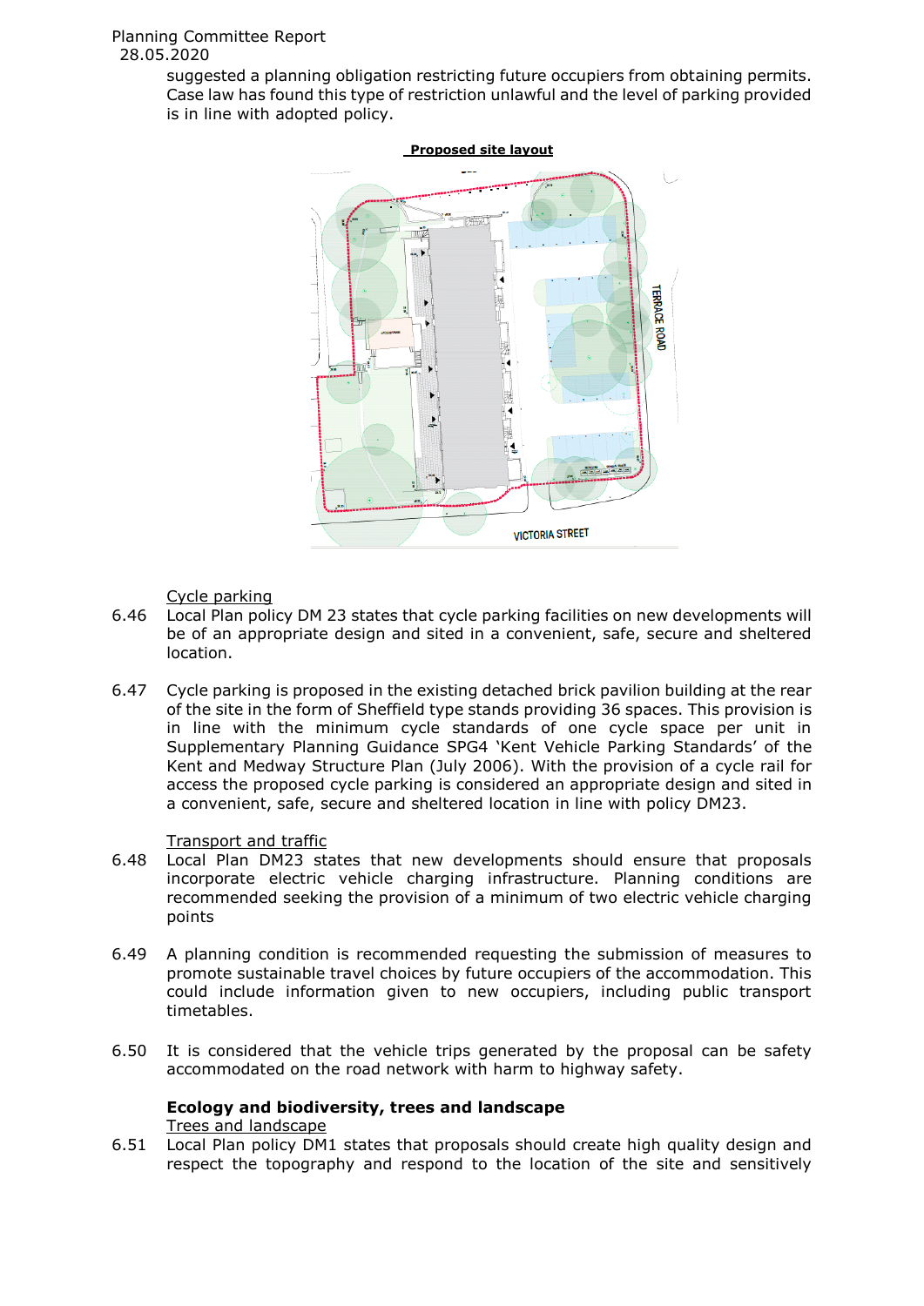suggested a planning obligation restricting future occupiers from obtaining permits. Case law has found this type of restriction unlawful and the level of parking provided is in line with adopted policy.

**Proposed site layout**

Cycle parking

6.46 Local Plan policy DM 23 states that cycle parking facilities on new developments will be of an appropriate design and sited in a convenient, safe, secure and sheltered location.

6.47 Cycle parking is proposed in the existing detached brick pavilion building at the rear of the site in the form of Sheffield type stands providing 36 spaces. This provision is in line with the minimum cycle standards of one cycle space per unit in Supplementary Planning Guidance SPG4 'Kent Vehicle Parking Standards' of the Kent and Medway Structure Plan (July 2006). With the provision of a cycle rail for access the proposed cycle parking is considered an appropriate design and sited in a convenient, safe, secure and sheltered location in line with policy DM23.

Transport and traffic

6.48 Local Plan DM23 states that new developments should ensure that proposals incorporate electric vehicle charging infrastructure. Planning conditions are recommended seeking the provision of a minimum of two electric vehicle charging points

6.49 A planning condition is recommended requesting the submission of measures to promote sustainable travel choices by future occupiers of the accommodation. This could include information given to new occupiers, including public transport timetables.

6.50 It is considered that the vehicle trips generated by the proposal can be safety accommodated on the road network with harm to highway safety.

**Ecology and biodiversity, trees and landscape**

Trees and landscape

6.51 Local Plan policy DM1 states that proposals should create high quality design and respect the topography and respond to the location of the site and sensitively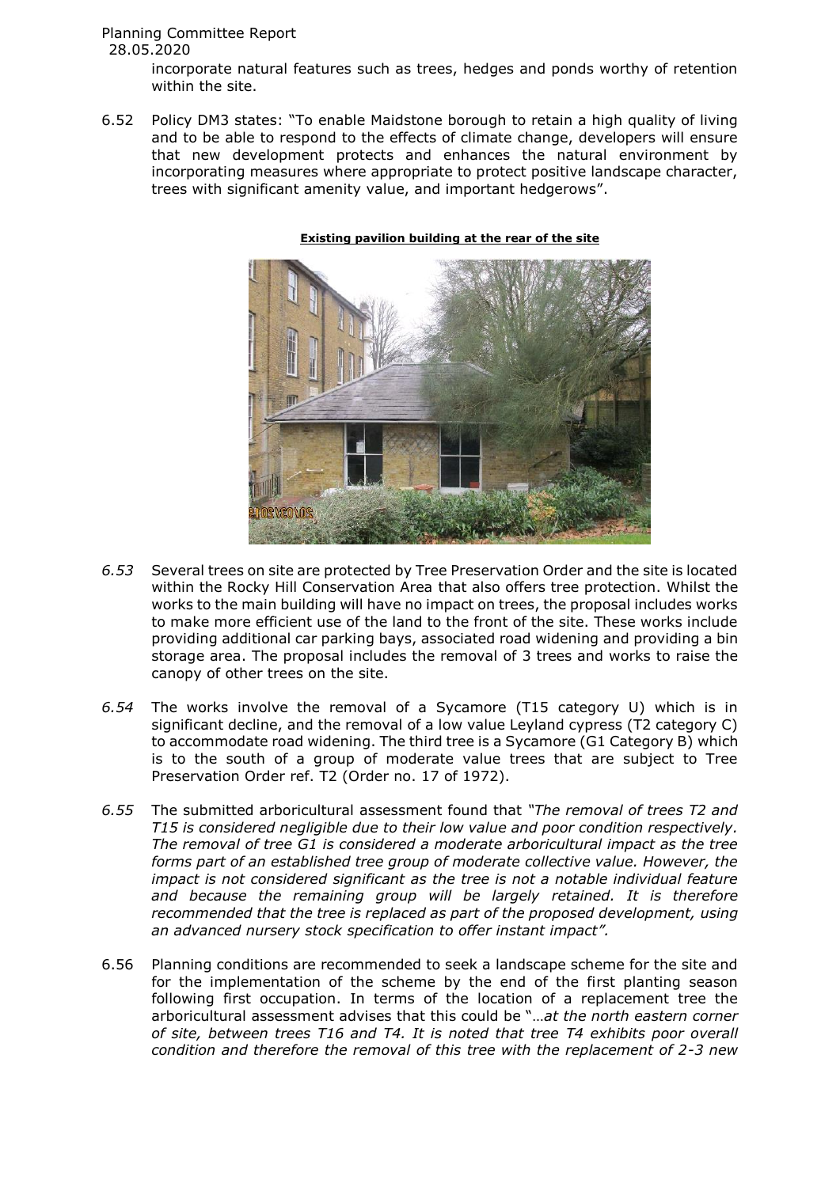incorporate natural features such as trees, hedges and ponds worthy of retention within the site.

6.52 Policy DM3 states: "To enable Maidstone borough to retain a high quality of living and to be able to respond to the effects of climate change, developers will ensure that new development protects and enhances the natural environment by incorporating measures where appropriate to protect positive landscape character, trees with significant amenity value, and important hedgerows".

**Existing pavilion building at the rear of the site**

*6.53* Several trees on site are protected by Tree Preservation Order and the site is located within the Rocky Hill Conservation Area that also offers tree protection. Whilst the works to the main building will have no impact on trees, the proposal includes works to make more efficient use of the land to the front of the site. These works include providing additional car parking bays, associated road widening and providing a bin storage area. The proposal includes the removal of 3 trees and works to raise the canopy of other trees on the site.

*6.54* The works involve the removal of a Sycamore (T15 category U) which is in significant decline, and the removal of a low value Leyland cypress (T2 category C) to accommodate road widening. The third tree is a Sycamore (G1 Category B) which is to the south of a group of moderate value trees that are subject to Tree Preservation Order ref. T2 (Order no. 17 of 1972).

*6.55* The submitted arboricultural assessment found that *"The removal of trees T2 and T15 is considered negligible due to their low value and poor condition respectively. The removal of tree G1 is considered a moderate arboricultural impact as the tree forms part of an established tree group of moderate collective value. However, the impact is not considered significant as the tree is not a notable individual feature and because the remaining group will be largely retained. It is therefore recommended that the tree is replaced as part of the proposed development, using an advanced nursery stock specification to offer instant impact".*

6.56 Planning conditions are recommended to seek a landscape scheme for the site and for the implementation of the scheme by the end of the first planting season following first occupation. In terms of the location of a replacement tree the arboricultural assessment advises that this could be "*…at the north eastern corner of site, between trees T16 and T4. It is noted that tree T4 exhibits poor overall condition and therefore the removal of this tree with the replacement of 2-3 new*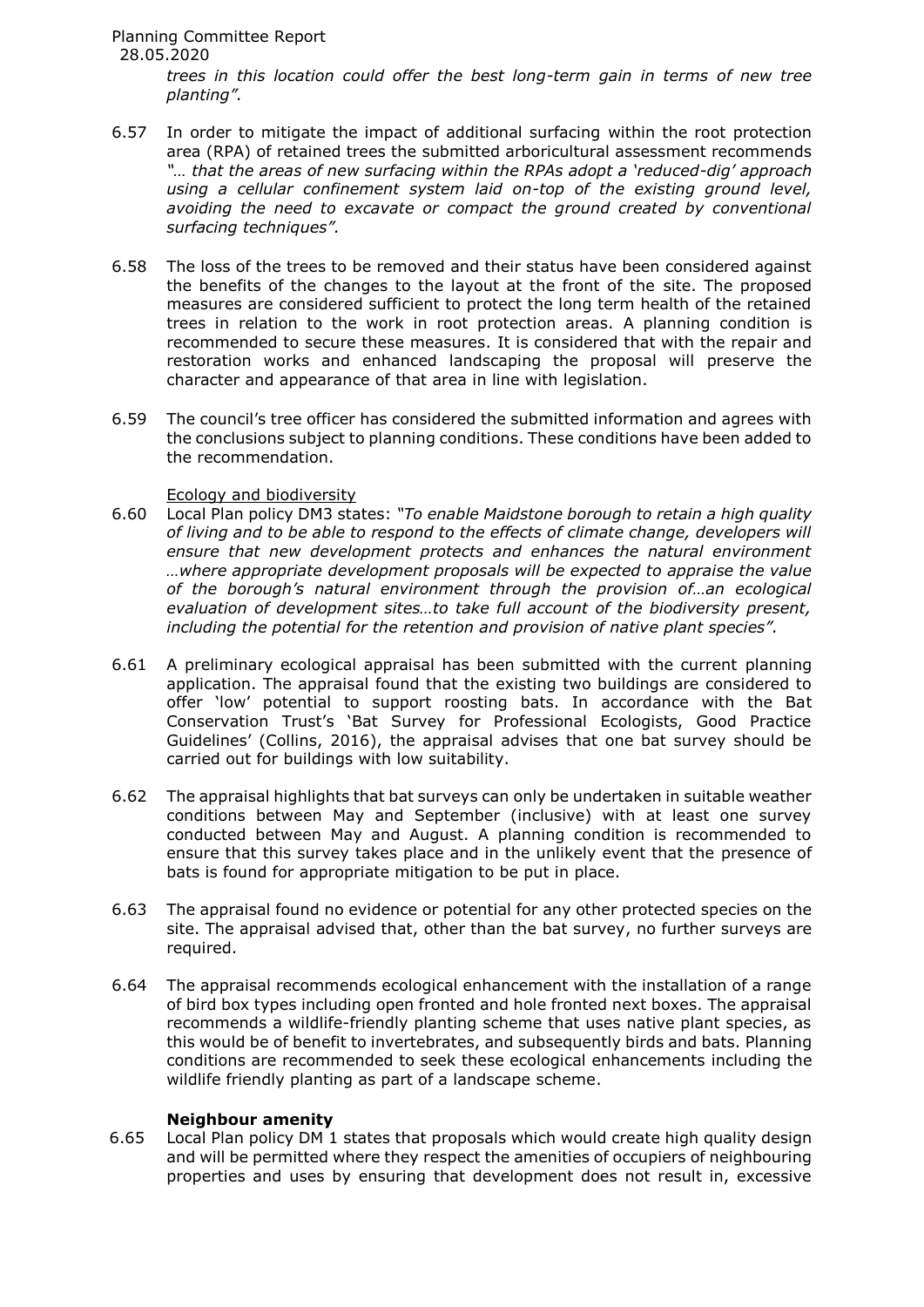*trees in this location could offer the best long-term gain in terms of new tree planting".*

6.57 In order to mitigate the impact of additional surfacing within the root protection area (RPA) of retained trees the submitted arboricultural assessment recommends *"… that the areas of new surfacing within the RPAs adopt a 'reduced-dig' approach using a cellular confinement system laid on-top of the existing ground level, avoiding the need to excavate or compact the ground created by conventional surfacing techniques".*

6.58 The loss of the trees to be removed and their status have been considered against the benefits of the changes to the layout at the front of the site. The proposed measures are considered sufficient to protect the long term health of the retained trees in relation to the work in root protection areas. A planning condition is recommended to secure these measures. It is considered that with the repair and restoration works and enhanced landscaping the proposal will preserve the character and appearance of that area in line with legislation.

6.59 The council's tree officer has considered the submitted information and agrees with the conclusions subject to planning conditions. These conditions have been added to the recommendation.

Ecology and biodiversity

6.60 Local Plan policy DM3 states: *"To enable Maidstone borough to retain a high quality of living and to be able to respond to the effects of climate change, developers will ensure that new development protects and enhances the natural environment …where appropriate development proposals will be expected to appraise the value of the borough's natural environment through the provision of…an ecological evaluation of development sites…to take full account of the biodiversity present, including the potential for the retention and provision of native plant species".*

6.61 A preliminary ecological appraisal has been submitted with the current planning application. The appraisal found that the existing two buildings are considered to offer 'low' potential to support roosting bats. In accordance with the Bat Conservation Trust's 'Bat Survey for Professional Ecologists, Good Practice Guidelines' (Collins, 2016), the appraisal advises that one bat survey should be carried out for buildings with low suitability.

6.62 The appraisal highlights that bat surveys can only be undertaken in suitable weather conditions between May and September (inclusive) with at least one survey conducted between May and August. A planning condition is recommended to ensure that this survey takes place and in the unlikely event that the presence of bats is found for appropriate mitigation to be put in place.

6.63 The appraisal found no evidence or potential for any other protected species on the site. The appraisal advised that, other than the bat survey, no further surveys are required.

6.64 The appraisal recommends ecological enhancement with the installation of a range of bird box types including open fronted and hole fronted next boxes. The appraisal recommends a wildlife-friendly planting scheme that uses native plant species, as this would be of benefit to invertebrates, and subsequently birds and bats. Planning conditions are recommended to seek these ecological enhancements including the wildlife friendly planting as part of a landscape scheme.

**Neighbour amenity**

6.65 Local Plan policy DM 1 states that proposals which would create high quality design and will be permitted where they respect the amenities of occupiers of neighbouring properties and uses by ensuring that development does not result in, excessive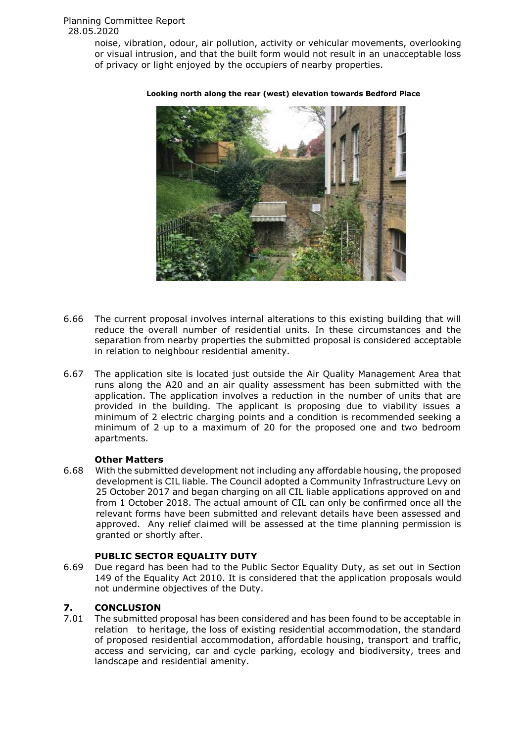noise, vibration, odour, air pollution, activity or vehicular movements, overlooking or visual intrusion, and that the built form would not result in an unacceptable loss of privacy or light enjoyed by the occupiers of nearby properties.

**Looking north along the rear (west) elevation towards Bedford Place**

6.66 The current proposal involves internal alterations to this existing building that will reduce the overall number of residential units. In these circumstances and the separation from nearby properties the submitted proposal is considered acceptable in relation to neighbour residential amenity.

6.67 The application site is located just outside the Air Quality Management Area that runs along the A20 and an air quality assessment has been submitted with the application. The application involves a reduction in the number of units that are provided in the building. The applicant is proposing due to viability issues a minimum of 2 electric charging points and a condition is recommended seeking a minimum of 2 up to a maximum of 20 for the proposed one and two bedroom apartments.

**Other Matters**

6.68 With the submitted development not including any affordable housing, the proposed development is CIL liable. The Council adopted a Community Infrastructure Levy on 25 October 2017 and began charging on all CIL liable applications approved on and from 1 October 2018. The actual amount of CIL can only be confirmed once all the relevant forms have been submitted and relevant details have been assessed and approved. Any relief claimed will be assessed at the time planning permission is granted or shortly after.

**PUBLIC SECTOR EQUALITY DUTY**

6.69 Due regard has been had to the Public Sector Equality Duty, as set out in Section 149 of the Equality Act 2010. It is considered that the application proposals would not undermine objectives of the Duty.

## 7. CONCLUSION

7.01 The submitted proposal has been considered and has been found to be acceptable in relation to heritage, the loss of existing residential accommodation, the standard of proposed residential accommodation, affordable housing, transport and traffic, access and servicing, car and cycle parking, ecology and biodiversity, trees and landscape and residential amenity.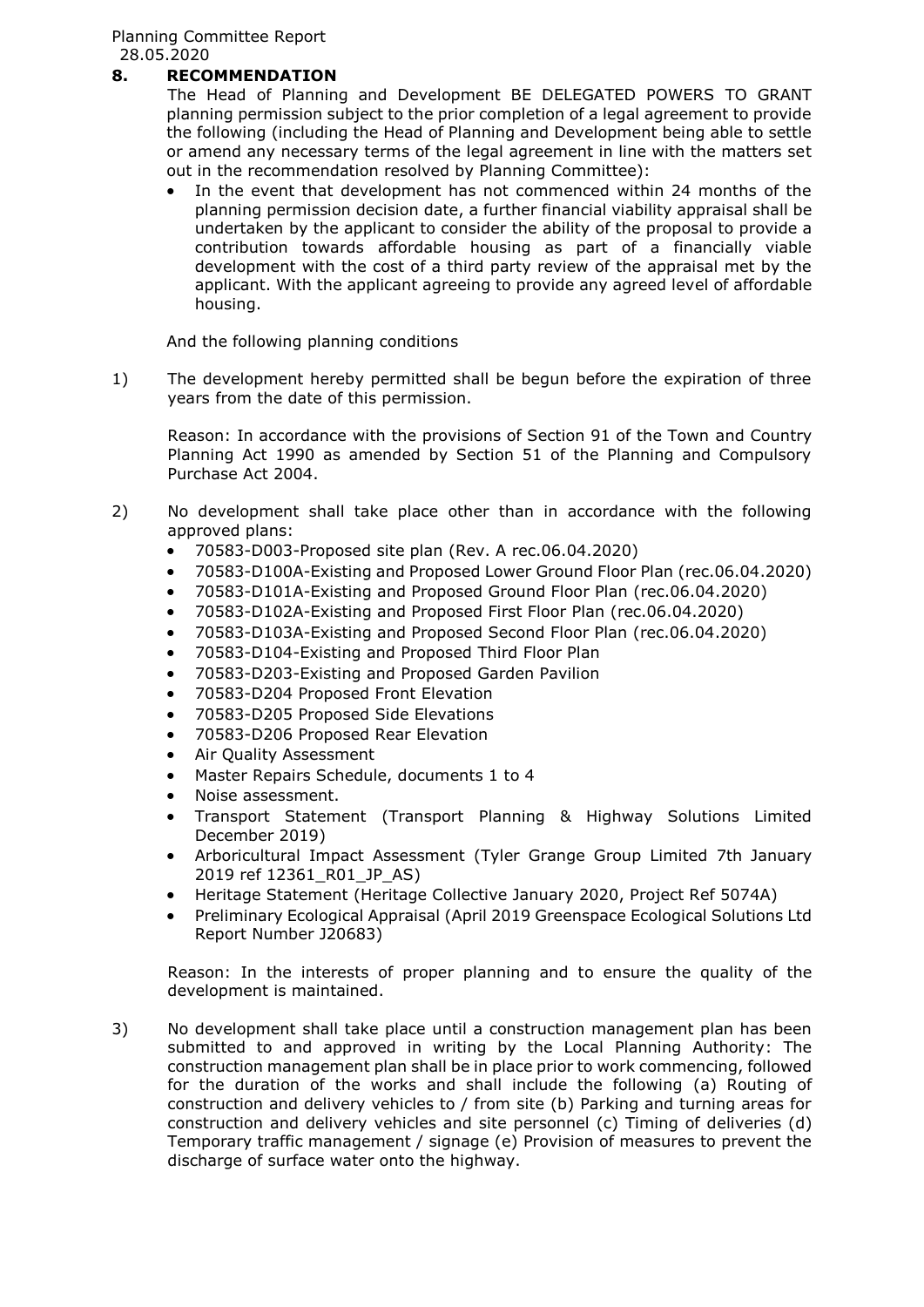## 8. RECOMMENDATION

The Head of Planning and Development BE DELEGATED POWERS TO GRANT planning permission subject to the prior completion of a legal agreement to provide the following (including the Head of Planning and Development being able to settle or amend any necessary terms of the legal agreement in line with the matters set out in the recommendation resolved by Planning Committee):

- In the event that development has not commenced within 24 months of the planning permission decision date, a further financial viability appraisal shall be undertaken by the applicant to consider the ability of the proposal to provide a contribution towards affordable housing as part of a financially viable development with the cost of a third party review of the appraisal met by the applicant. With the applicant agreeing to provide any agreed level of affordable housing.

And the following planning conditions

1) The development hereby permitted shall be begun before the expiration of three years from the date of this permission.

   Reason: In accordance with the provisions of Section 91 of the Town and Country Planning Act 1990 as amended by Section 51 of the Planning and Compulsory Purchase Act 2004.

2) No development shall take place other than in accordance with the following approved plans:
   - 70583-D003-Proposed site plan (Rev. A rec.06.04.2020)
   - 70583-D100A-Existing and Proposed Lower Ground Floor Plan (rec.06.04.2020)
   - 70583-D101A-Existing and Proposed Ground Floor Plan (rec.06.04.2020)
   - 70583-D102A-Existing and Proposed First Floor Plan (rec.06.04.2020)
   - 70583-D103A-Existing and Proposed Second Floor Plan (rec.06.04.2020)
   - 70583-D104-Existing and Proposed Third Floor Plan
   - 70583-D203-Existing and Proposed Garden Pavilion
   - 70583-D204 Proposed Front Elevation
   - 70583-D205 Proposed Side Elevations
   - 70583-D206 Proposed Rear Elevation
   - Air Quality Assessment
   - Master Repairs Schedule, documents 1 to 4
   - Noise assessment.
   - Transport Statement (Transport Planning & Highway Solutions Limited December 2019)
   - Arboricultural Impact Assessment (Tyler Grange Group Limited 7th January 2019 ref 12361_R01_JP_AS)
   - Heritage Statement (Heritage Collective January 2020, Project Ref 5074A)
   - Preliminary Ecological Appraisal (April 2019 Greenspace Ecological Solutions Ltd Report Number J20683)

   Reason: In the interests of proper planning and to ensure the quality of the development is maintained.

3) No development shall take place until a construction management plan has been submitted to and approved in writing by the Local Planning Authority: The construction management plan shall be in place prior to work commencing, followed for the duration of the works and shall include the following (a) Routing of construction and delivery vehicles to / from site (b) Parking and turning areas for construction and delivery vehicles and site personnel (c) Timing of deliveries (d) Temporary traffic management / signage (e) Provision of measures to prevent the discharge of surface water onto the highway.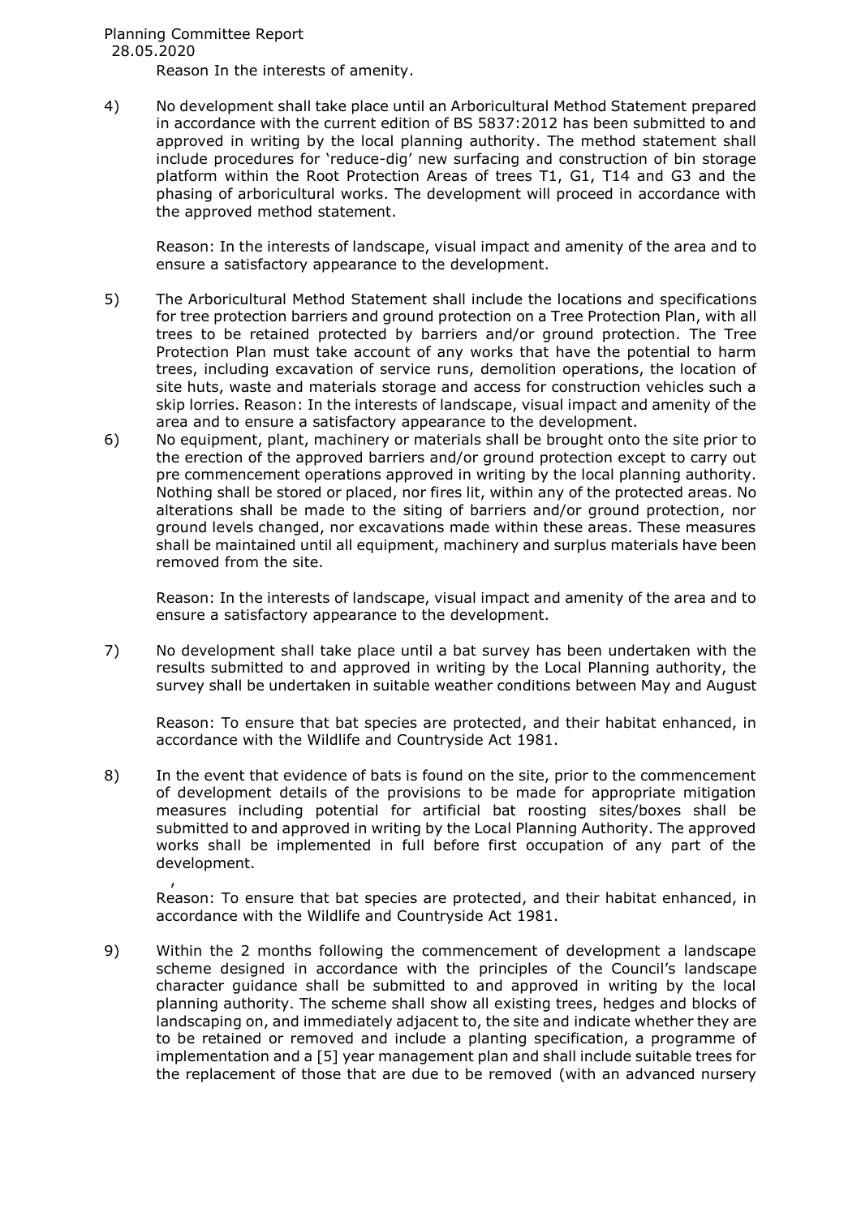Reason In the interests of amenity.

4) No development shall take place until an Arboricultural Method Statement prepared in accordance with the current edition of BS 5837:2012 has been submitted to and approved in writing by the local planning authority. The method statement shall include procedures for 'reduce-dig' new surfacing and construction of bin storage platform within the Root Protection Areas of trees T1, G1, T14 and G3 and the phasing of arboricultural works. The development will proceed in accordance with the approved method statement.

   Reason: In the interests of landscape, visual impact and amenity of the area and to ensure a satisfactory appearance to the development.

5) The Arboricultural Method Statement shall include the locations and specifications for tree protection barriers and ground protection on a Tree Protection Plan, with all trees to be retained protected by barriers and/or ground protection. The Tree Protection Plan must take account of any works that have the potential to harm trees, including excavation of service runs, demolition operations, the location of site huts, waste and materials storage and access for construction vehicles such a skip lorries. Reason: In the interests of landscape, visual impact and amenity of the area and to ensure a satisfactory appearance to the development.

6) No equipment, plant, machinery or materials shall be brought onto the site prior to the erection of the approved barriers and/or ground protection except to carry out pre commencement operations approved in writing by the local planning authority. Nothing shall be stored or placed, nor fires lit, within any of the protected areas. No alterations shall be made to the siting of barriers and/or ground protection, nor ground levels changed, nor excavations made within these areas. These measures shall be maintained until all equipment, machinery and surplus materials have been removed from the site.

   Reason: In the interests of landscape, visual impact and amenity of the area and to ensure a satisfactory appearance to the development.

7) No development shall take place until a bat survey has been undertaken with the results submitted to and approved in writing by the Local Planning authority, the survey shall be undertaken in suitable weather conditions between May and August

   Reason: To ensure that bat species are protected, and their habitat enhanced, in accordance with the Wildlife and Countryside Act 1981.

8) In the event that evidence of bats is found on the site, prior to the commencement of development details of the provisions to be made for appropriate mitigation measures including potential for artificial bat roosting sites/boxes shall be submitted to and approved in writing by the Local Planning Authority. The approved works shall be implemented in full before first occupation of any part of the development.

   ,
   Reason: To ensure that bat species are protected, and their habitat enhanced, in accordance with the Wildlife and Countryside Act 1981.

9) Within the 2 months following the commencement of development a landscape scheme designed in accordance with the principles of the Council's landscape character guidance shall be submitted to and approved in writing by the local planning authority. The scheme shall show all existing trees, hedges and blocks of landscaping on, and immediately adjacent to, the site and indicate whether they are to be retained or removed and include a planting specification, a programme of implementation and a [5] year management plan and shall include suitable trees for the replacement of those that are due to be removed (with an advanced nursery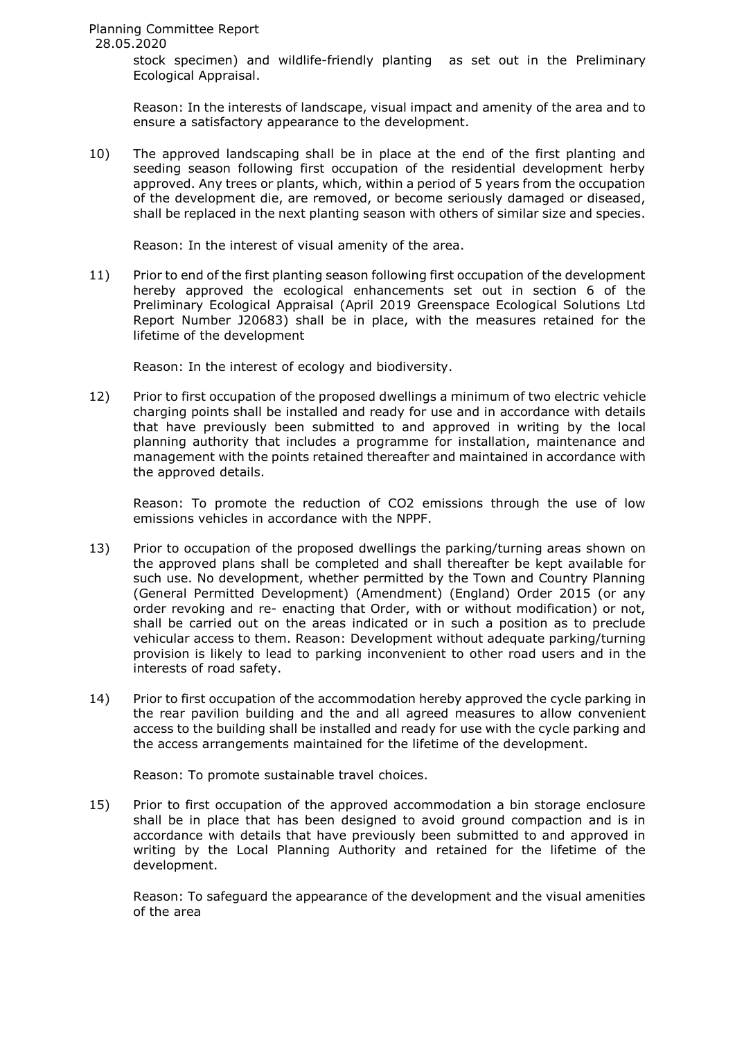stock specimen) and wildlife-friendly planting as set out in the Preliminary Ecological Appraisal.

Reason: In the interests of landscape, visual impact and amenity of the area and to ensure a satisfactory appearance to the development.

10) The approved landscaping shall be in place at the end of the first planting and seeding season following first occupation of the residential development herby approved. Any trees or plants, which, within a period of 5 years from the occupation of the development die, are removed, or become seriously damaged or diseased, shall be replaced in the next planting season with others of similar size and species.

    Reason: In the interest of visual amenity of the area.

11) Prior to end of the first planting season following first occupation of the development hereby approved the ecological enhancements set out in section 6 of the Preliminary Ecological Appraisal (April 2019 Greenspace Ecological Solutions Ltd Report Number J20683) shall be in place, with the measures retained for the lifetime of the development

    Reason: In the interest of ecology and biodiversity.

12) Prior to first occupation of the proposed dwellings a minimum of two electric vehicle charging points shall be installed and ready for use and in accordance with details that have previously been submitted to and approved in writing by the local planning authority that includes a programme for installation, maintenance and management with the points retained thereafter and maintained in accordance with the approved details.

    Reason: To promote the reduction of CO2 emissions through the use of low emissions vehicles in accordance with the NPPF.

13) Prior to occupation of the proposed dwellings the parking/turning areas shown on the approved plans shall be completed and shall thereafter be kept available for such use. No development, whether permitted by the Town and Country Planning (General Permitted Development) (Amendment) (England) Order 2015 (or any order revoking and re- enacting that Order, with or without modification) or not, shall be carried out on the areas indicated or in such a position as to preclude vehicular access to them. Reason: Development without adequate parking/turning provision is likely to lead to parking inconvenient to other road users and in the interests of road safety.

14) Prior to first occupation of the accommodation hereby approved the cycle parking in the rear pavilion building and the and all agreed measures to allow convenient access to the building shall be installed and ready for use with the cycle parking and the access arrangements maintained for the lifetime of the development.

    Reason: To promote sustainable travel choices.

15) Prior to first occupation of the approved accommodation a bin storage enclosure shall be in place that has been designed to avoid ground compaction and is in accordance with details that have previously been submitted to and approved in writing by the Local Planning Authority and retained for the lifetime of the development.

    Reason: To safeguard the appearance of the development and the visual amenities of the area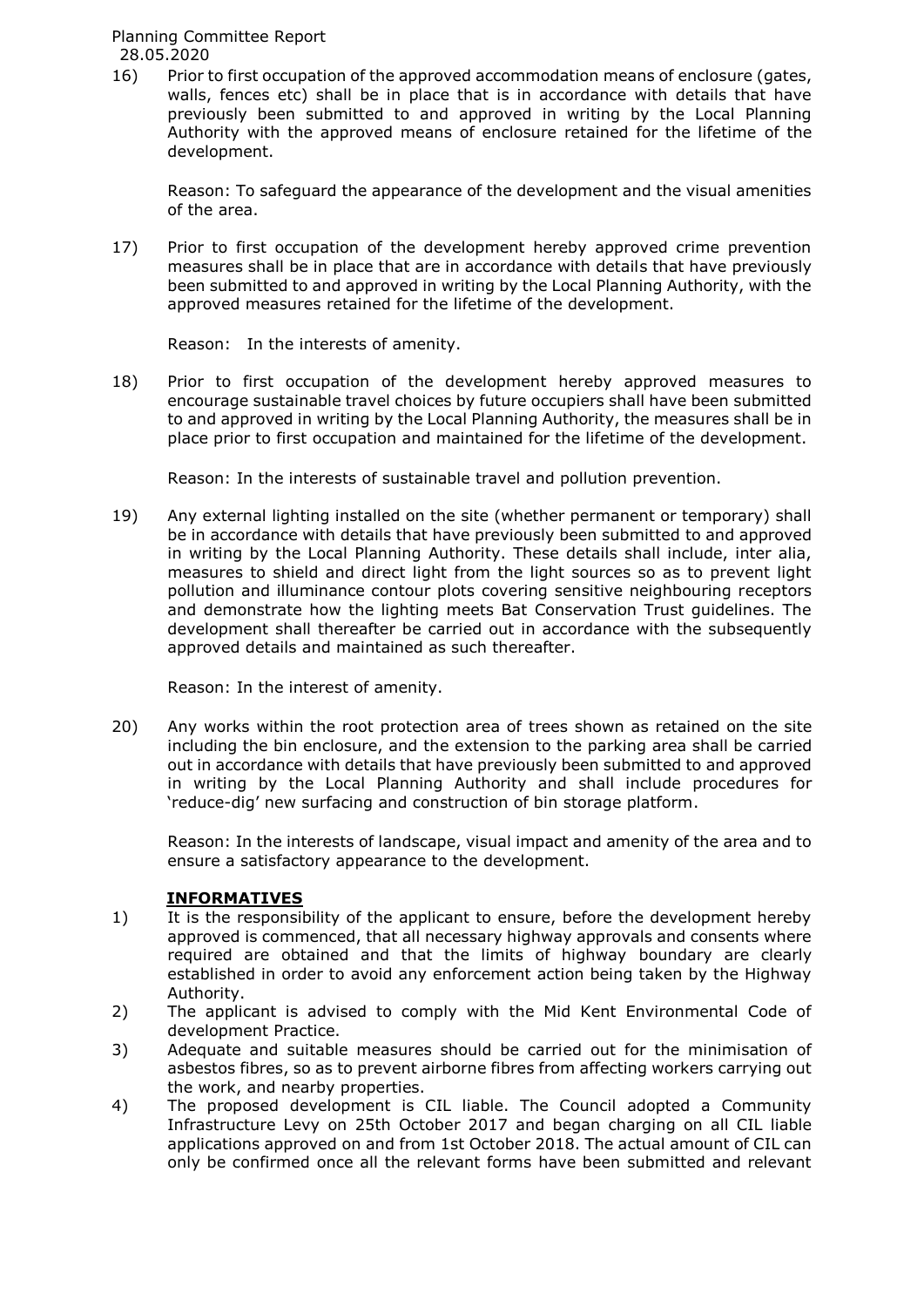16) Prior to first occupation of the approved accommodation means of enclosure (gates, walls, fences etc) shall be in place that is in accordance with details that have previously been submitted to and approved in writing by the Local Planning Authority with the approved means of enclosure retained for the lifetime of the development.

    Reason: To safeguard the appearance of the development and the visual amenities of the area.

17) Prior to first occupation of the development hereby approved crime prevention measures shall be in place that are in accordance with details that have previously been submitted to and approved in writing by the Local Planning Authority, with the approved measures retained for the lifetime of the development.

    Reason: In the interests of amenity.

18) Prior to first occupation of the development hereby approved measures to encourage sustainable travel choices by future occupiers shall have been submitted to and approved in writing by the Local Planning Authority, the measures shall be in place prior to first occupation and maintained for the lifetime of the development.

    Reason: In the interests of sustainable travel and pollution prevention.

19) Any external lighting installed on the site (whether permanent or temporary) shall be in accordance with details that have previously been submitted to and approved in writing by the Local Planning Authority. These details shall include, inter alia, measures to shield and direct light from the light sources so as to prevent light pollution and illuminance contour plots covering sensitive neighbouring receptors and demonstrate how the lighting meets Bat Conservation Trust guidelines. The development shall thereafter be carried out in accordance with the subsequently approved details and maintained as such thereafter.

    Reason: In the interest of amenity.

20) Any works within the root protection area of trees shown as retained on the site including the bin enclosure, and the extension to the parking area shall be carried out in accordance with details that have previously been submitted to and approved in writing by the Local Planning Authority and shall include procedures for 'reduce-dig' new surfacing and construction of bin storage platform.

    Reason: In the interests of landscape, visual impact and amenity of the area and to ensure a satisfactory appearance to the development.

**INFORMATIVES**

1) It is the responsibility of the applicant to ensure, before the development hereby approved is commenced, that all necessary highway approvals and consents where required are obtained and that the limits of highway boundary are clearly established in order to avoid any enforcement action being taken by the Highway Authority.
2) The applicant is advised to comply with the Mid Kent Environmental Code of development Practice.
3) Adequate and suitable measures should be carried out for the minimisation of asbestos fibres, so as to prevent airborne fibres from affecting workers carrying out the work, and nearby properties.
4) The proposed development is CIL liable. The Council adopted a Community Infrastructure Levy on 25th October 2017 and began charging on all CIL liable applications approved on and from 1st October 2018. The actual amount of CIL can only be confirmed once all the relevant forms have been submitted and relevant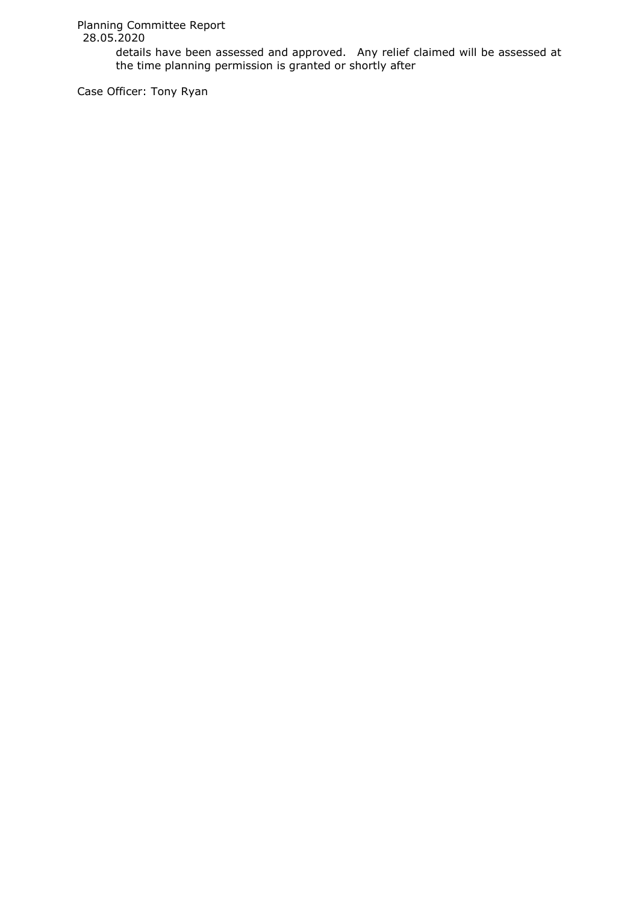details have been assessed and approved. Any relief claimed will be assessed at the time planning permission is granted or shortly after

Case Officer: Tony Ryan